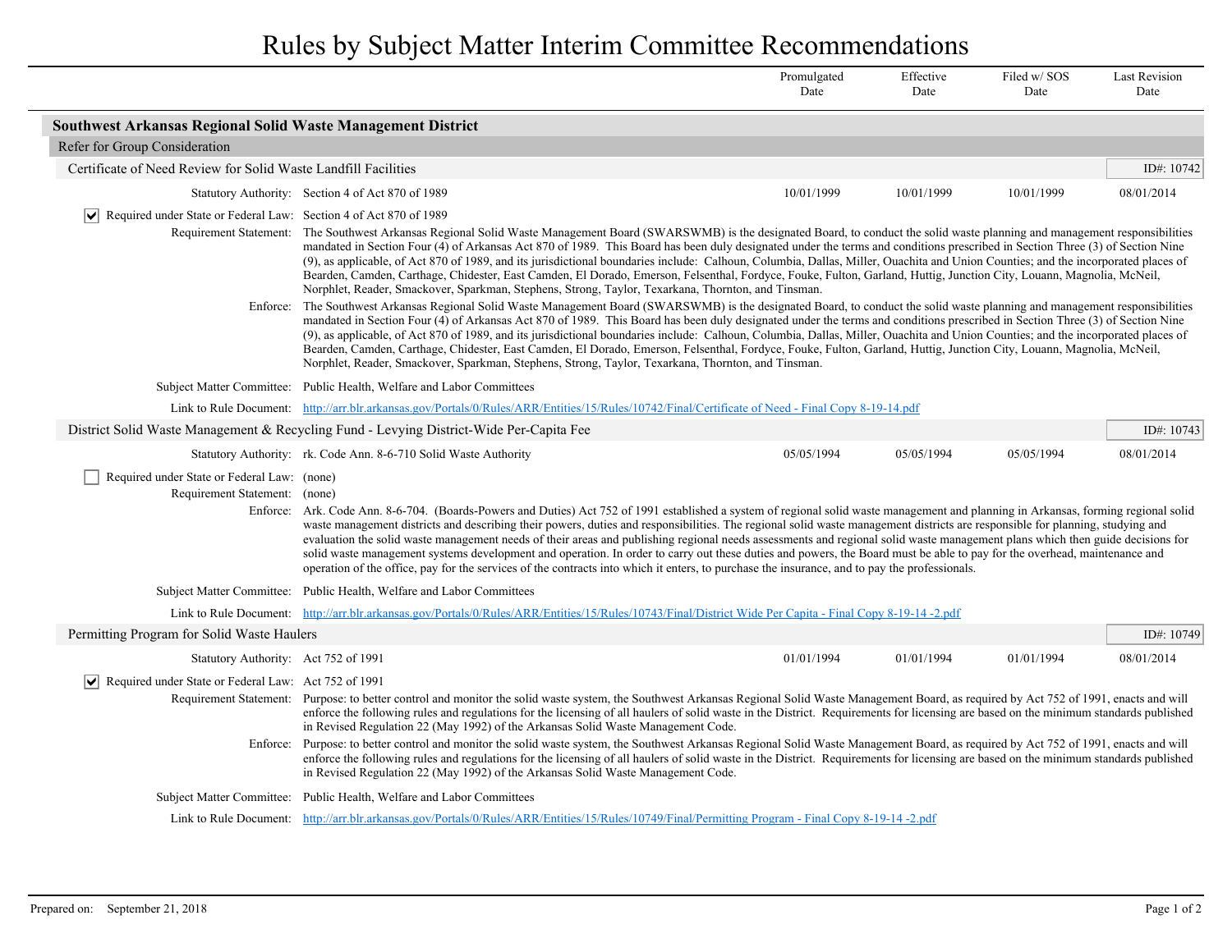# Rules by Subject Matter Interim Committee Recommendations

| | Promulgated Date | Effective Date | Filed w/ SOS Date | Last Revision Date |
|---|---|---|---|---|

## Southwest Arkansas Regional Solid Waste Management District

### Refer for Group Consideration

#### Certificate of Need Review for Solid Waste Landfill Facilities

ID#: 10742

| | | Promulgated Date | Effective Date | Filed w/ SOS Date | Last Revision Date |
|---|---|---|---|---|---|
| Statutory Authority: | Section 4 of Act 870 of 1989 | 10/01/1999 | 10/01/1999 | 10/01/1999 | 08/01/2014 |

☑ **Required under State or Federal Law:** Section 4 of Act 870 of 1989

**Requirement Statement:** The Southwest Arkansas Regional Solid Waste Management Board (SWARSWMB) is the designated Board, to conduct the solid waste planning and management responsibilities mandated in Section Four (4) of Arkansas Act 870 of 1989. This Board has been duly designated under the terms and conditions prescribed in Section Three (3) of Section Nine (9), as applicable, of Act 870 of 1989, and its jurisdictional boundaries include: Calhoun, Columbia, Dallas, Miller, Ouachita and Union Counties; and the incorporated places of Bearden, Camden, Carthage, Chidester, East Camden, El Dorado, Emerson, Felsenthal, Fordyce, Fouke, Fulton, Garland, Huttig, Junction City, Louann, Magnolia, McNeil, Norphlet, Reader, Smackover, Sparkman, Stephens, Strong, Taylor, Texarkana, Thornton, and Tinsman.

**Enforce:** The Southwest Arkansas Regional Solid Waste Management Board (SWARSWMB) is the designated Board, to conduct the solid waste planning and management responsibilities mandated in Section Four (4) of Arkansas Act 870 of 1989. This Board has been duly designated under the terms and conditions prescribed in Section Three (3) of Section Nine (9), as applicable, of Act 870 of 1989, and its jurisdictional boundaries include: Calhoun, Columbia, Dallas, Miller, Ouachita and Union Counties; and the incorporated places of Bearden, Camden, Carthage, Chidester, East Camden, El Dorado, Emerson, Felsenthal, Fordyce, Fouke, Fulton, Garland, Huttig, Junction City, Louann, Magnolia, McNeil, Norphlet, Reader, Smackover, Sparkman, Stephens, Strong, Taylor, Texarkana, Thornton, and Tinsman.

**Subject Matter Committee:** Public Health, Welfare and Labor Committees

**Link to Rule Document:** http://arr.blr.arkansas.gov/Portals/0/Rules/ARR/Entities/15/Rules/10742/Final/Certificate of Need - Final Copy 8-19-14.pdf

#### District Solid Waste Management & Recycling Fund - Levying District-Wide Per-Capita Fee

ID#: 10743

| | | Promulgated Date | Effective Date | Filed w/ SOS Date | Last Revision Date |
|---|---|---|---|---|---|
| Statutory Authority: | rk. Code Ann. 8-6-710 Solid Waste Authority | 05/05/1994 | 05/05/1994 | 05/05/1994 | 08/01/2014 |

☐ **Required under State or Federal Law:** (none)

**Requirement Statement:** (none)

**Enforce:** Ark. Code Ann. 8-6-704. (Boards-Powers and Duties) Act 752 of 1991 established a system of regional solid waste management and planning in Arkansas, forming regional solid waste management districts and describing their powers, duties and responsibilities. The regional solid waste management districts are responsible for planning, studying and evaluation the solid waste management needs of their areas and publishing regional needs assessments and regional solid waste management plans which then guide decisions for solid waste management systems development and operation. In order to carry out these duties and powers, the Board must be able to pay for the overhead, maintenance and operation of the office, pay for the services of the contracts into which it enters, to purchase the insurance, and to pay the professionals.

**Subject Matter Committee:** Public Health, Welfare and Labor Committees

**Link to Rule Document:** http://arr.blr.arkansas.gov/Portals/0/Rules/ARR/Entities/15/Rules/10743/Final/District Wide Per Capita - Final Copy 8-19-14 -2.pdf

#### Permitting Program for Solid Waste Haulers

ID#: 10749

| | | Promulgated Date | Effective Date | Filed w/ SOS Date | Last Revision Date |
|---|---|---|---|---|---|
| Statutory Authority: | Act 752 of 1991 | 01/01/1994 | 01/01/1994 | 01/01/1994 | 08/01/2014 |

☑ **Required under State or Federal Law:** Act 752 of 1991

**Requirement Statement:** Purpose: to better control and monitor the solid waste system, the Southwest Arkansas Regional Solid Waste Management Board, as required by Act 752 of 1991, enacts and will enforce the following rules and regulations for the licensing of all haulers of solid waste in the District. Requirements for licensing are based on the minimum standards published in Revised Regulation 22 (May 1992) of the Arkansas Solid Waste Management Code.

**Enforce:** Purpose: to better control and monitor the solid waste system, the Southwest Arkansas Regional Solid Waste Management Board, as required by Act 752 of 1991, enacts and will enforce the following rules and regulations for the licensing of all haulers of solid waste in the District. Requirements for licensing are based on the minimum standards published in Revised Regulation 22 (May 1992) of the Arkansas Solid Waste Management Code.

**Subject Matter Committee:** Public Health, Welfare and Labor Committees

**Link to Rule Document:** http://arr.blr.arkansas.gov/Portals/0/Rules/ARR/Entities/15/Rules/10749/Final/Permitting Program - Final Copy 8-19-14 -2.pdf

Prepared on: September 21, 2018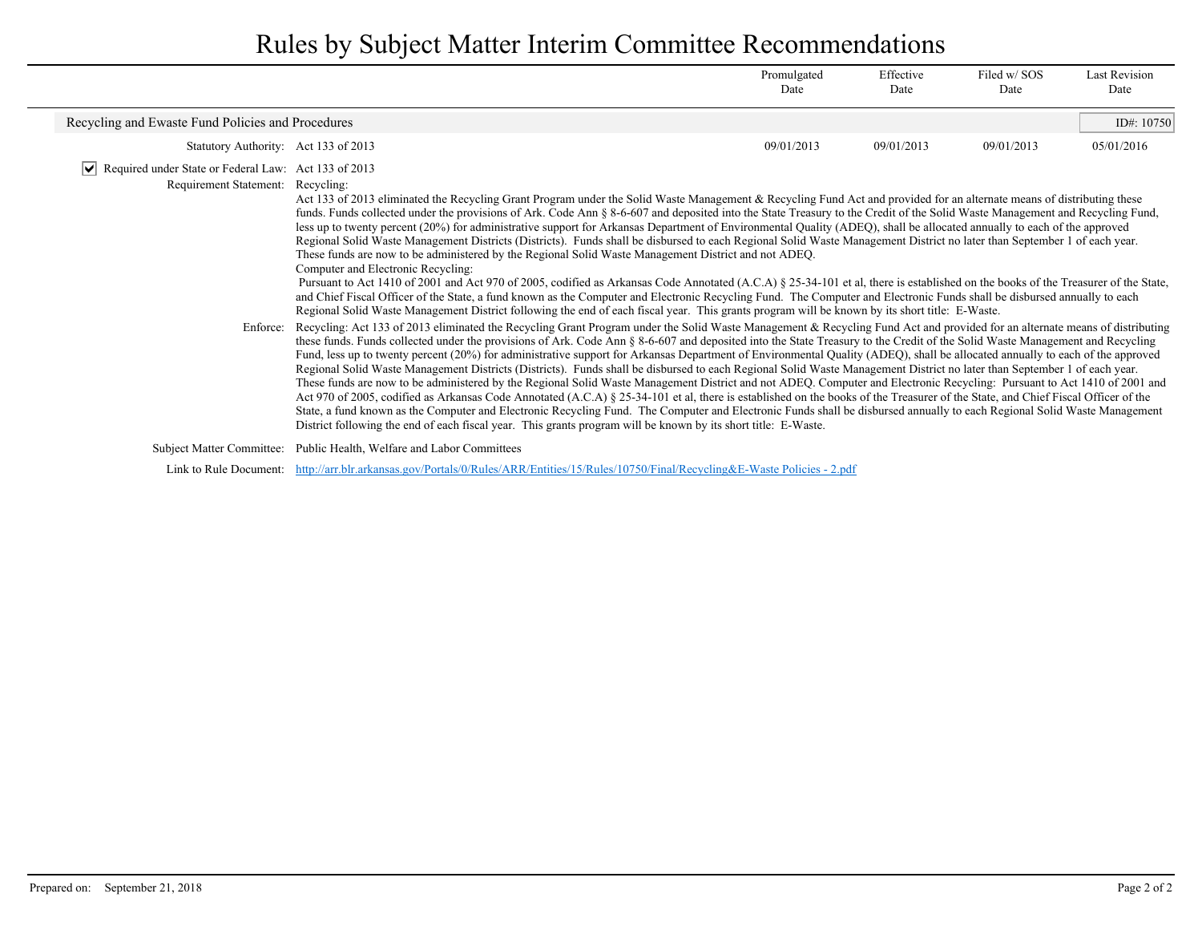# Rules by Subject Matter Interim Committee Recommendations

| | Promulgated Date | Effective Date | Filed w/ SOS Date | Last Revision Date |
|---|---|---|---|---|

## Recycling and Ewaste Fund Policies and Procedures

ID#: 10750

| | Promulgated Date | Effective Date | Filed w/ SOS Date | Last Revision Date |
|---|---|---|---|---|
| Statutory Authority: Act 133 of 2013 | 09/01/2013 | 09/01/2013 | 09/01/2013 | 05/01/2016 |

☑ Required under State or Federal Law: Act 133 of 2013

**Requirement Statement:** Recycling:
Act 133 of 2013 eliminated the Recycling Grant Program under the Solid Waste Management & Recycling Fund Act and provided for an alternate means of distributing these funds. Funds collected under the provisions of Ark. Code Ann § 8-6-607 and deposited into the State Treasury to the Credit of the Solid Waste Management and Recycling Fund, less up to twenty percent (20%) for administrative support for Arkansas Department of Environmental Quality (ADEQ), shall be allocated annually to each of the approved Regional Solid Waste Management Districts (Districts). Funds shall be disbursed to each Regional Solid Waste Management District no later than September 1 of each year. These funds are now to be administered by the Regional Solid Waste Management District and not ADEQ.
Computer and Electronic Recycling:
Pursuant to Act 1410 of 2001 and Act 970 of 2005, codified as Arkansas Code Annotated (A.C.A) § 25-34-101 et al, there is established on the books of the Treasurer of the State, and Chief Fiscal Officer of the State, a fund known as the Computer and Electronic Recycling Fund. The Computer and Electronic Funds shall be disbursed annually to each Regional Solid Waste Management District following the end of each fiscal year. This grants program will be known by its short title: E-Waste.

**Enforce:** Recycling: Act 133 of 2013 eliminated the Recycling Grant Program under the Solid Waste Management & Recycling Fund Act and provided for an alternate means of distributing these funds. Funds collected under the provisions of Ark. Code Ann § 8-6-607 and deposited into the State Treasury to the Credit of the Solid Waste Management and Recycling Fund, less up to twenty percent (20%) for administrative support for Arkansas Department of Environmental Quality (ADEQ), shall be allocated annually to each of the approved Regional Solid Waste Management Districts (Districts). Funds shall be disbursed to each Regional Solid Waste Management District no later than September 1 of each year. These funds are now to be administered by the Regional Solid Waste Management District and not ADEQ. Computer and Electronic Recycling: Pursuant to Act 1410 of 2001 and Act 970 of 2005, codified as Arkansas Code Annotated (A.C.A) § 25-34-101 et al, there is established on the books of the Treasurer of the State, and Chief Fiscal Officer of the State, a fund known as the Computer and Electronic Recycling Fund. The Computer and Electronic Funds shall be disbursed annually to each Regional Solid Waste Management District following the end of each fiscal year. This grants program will be known by its short title: E-Waste.

**Subject Matter Committee:** Public Health, Welfare and Labor Committees

**Link to Rule Document:** http://arr.blr.arkansas.gov/Portals/0/Rules/ARR/Entities/15/Rules/10750/Final/Recycling&E-Waste Policies - 2.pdf

Prepared on: September 21, 2018